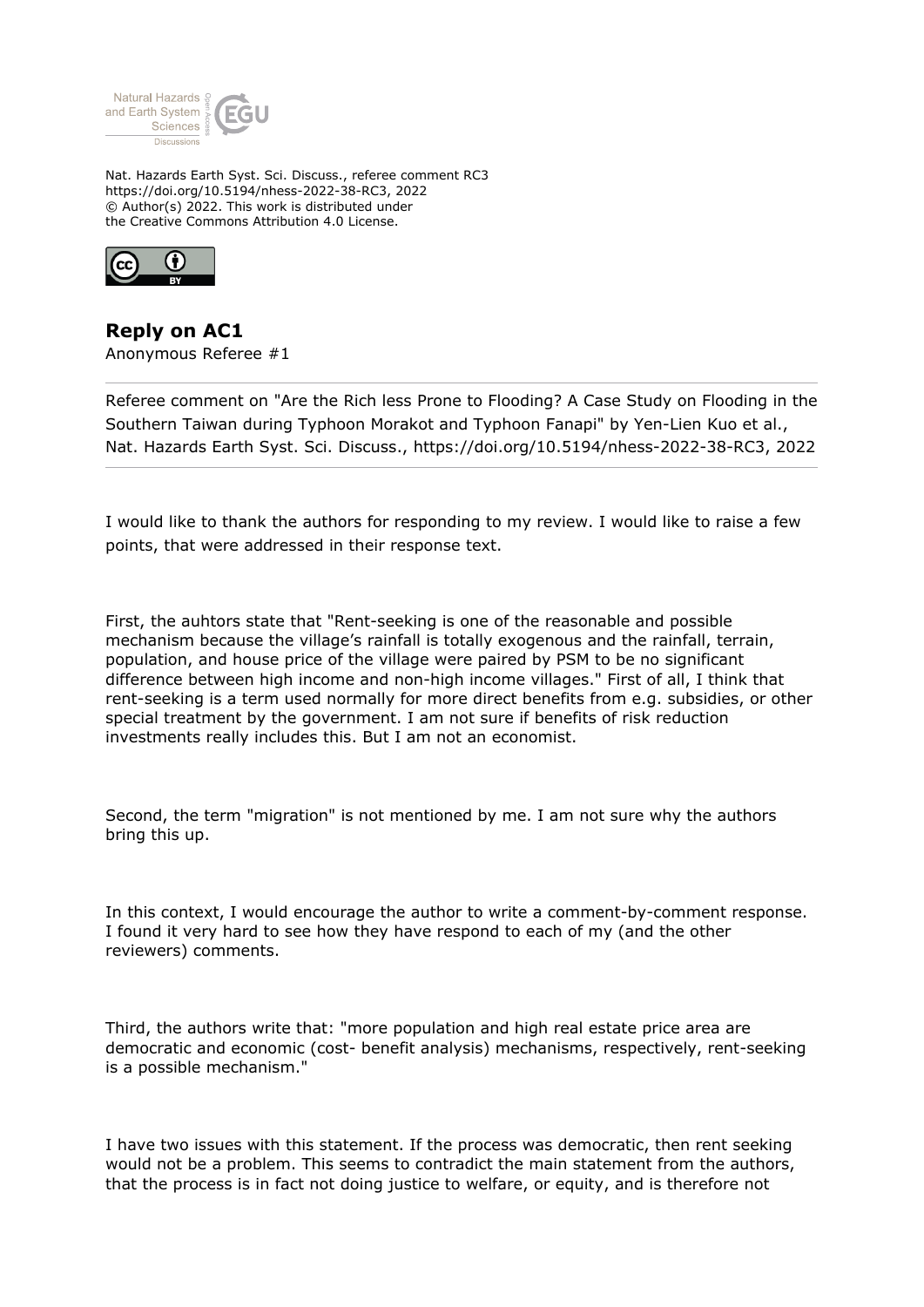Nat. Hazards Earth Syst. Sci. Discuss., referee comment RC3
https://doi.org/10.5194/nhess-2022-38-RC3, 2022
© Author(s) 2022. This work is distributed under
the Creative Commons Attribution 4.0 License.

## Reply on AC1

Anonymous Referee #1

Referee comment on "Are the Rich less Prone to Flooding? A Case Study on Flooding in the Southern Taiwan during Typhoon Morakot and Typhoon Fanapi" by Yen-Lien Kuo et al., Nat. Hazards Earth Syst. Sci. Discuss., https://doi.org/10.5194/nhess-2022-38-RC3, 2022

I would like to thank the authors for responding to my review. I would like to raise a few points, that were addressed in their response text.

First, the auhtors state that "Rent-seeking is one of the reasonable and possible mechanism because the village's rainfall is totally exogenous and the rainfall, terrain, population, and house price of the village were paired by PSM to be no significant difference between high income and non-high income villages." First of all, I think that rent-seeking is a term used normally for more direct benefits from e.g. subsidies, or other special treatment by the government. I am not sure if benefits of risk reduction investments really includes this. But I am not an economist.

Second, the term "migration" is not mentioned by me. I am not sure why the authors bring this up.

In this context, I would encourage the author to write a comment-by-comment response. I found it very hard to see how they have respond to each of my (and the other reviewers) comments.

Third, the authors write that: "more population and high real estate price area are democratic and economic (cost- benefit analysis) mechanisms, respectively, rent-seeking is a possible mechanism."

I have two issues with this statement. If the process was democratic, then rent seeking would not be a problem. This seems to contradict the main statement from the authors, that the process is in fact not doing justice to welfare, or equity, and is therefore not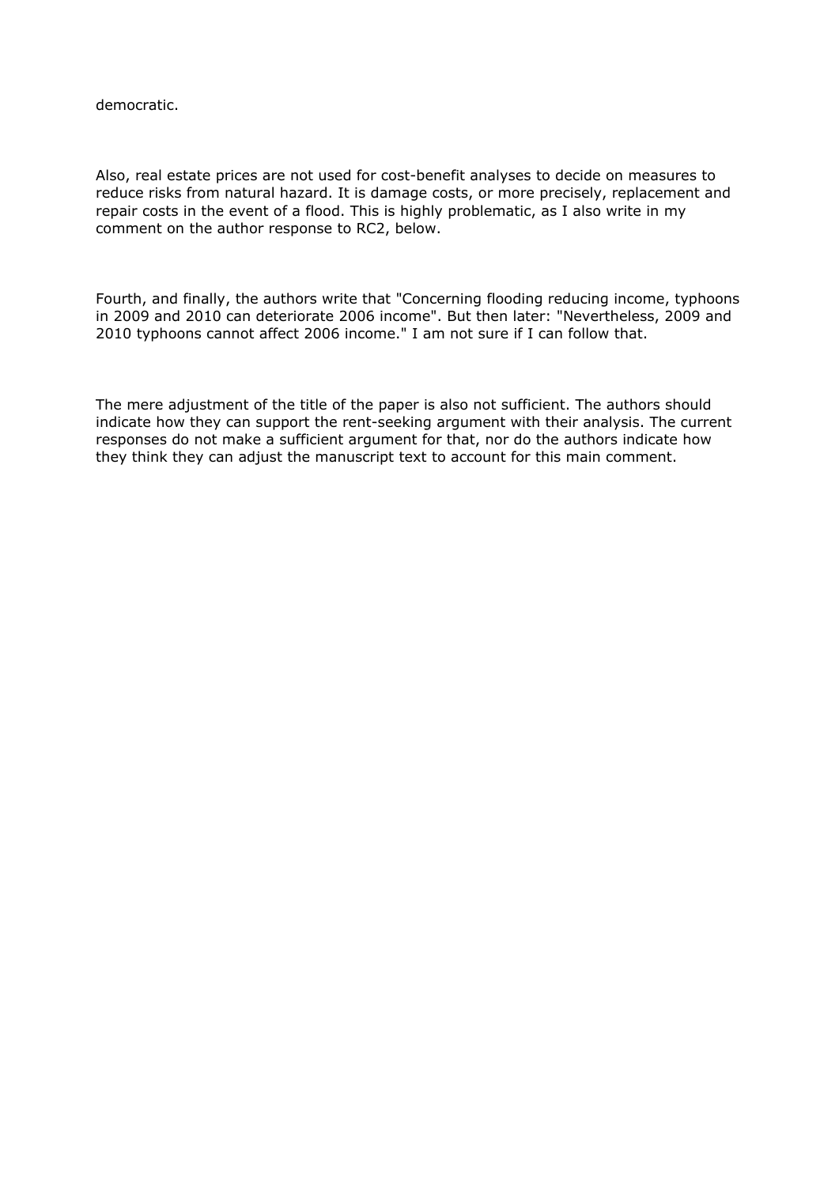democratic.

Also, real estate prices are not used for cost-benefit analyses to decide on measures to reduce risks from natural hazard. It is damage costs, or more precisely, replacement and repair costs in the event of a flood. This is highly problematic, as I also write in my comment on the author response to RC2, below.

Fourth, and finally, the authors write that "Concerning flooding reducing income, typhoons in 2009 and 2010 can deteriorate 2006 income". But then later: "Nevertheless, 2009 and 2010 typhoons cannot affect 2006 income." I am not sure if I can follow that.

The mere adjustment of the title of the paper is also not sufficient. The authors should indicate how they can support the rent-seeking argument with their analysis. The current responses do not make a sufficient argument for that, nor do the authors indicate how they think they can adjust the manuscript text to account for this main comment.